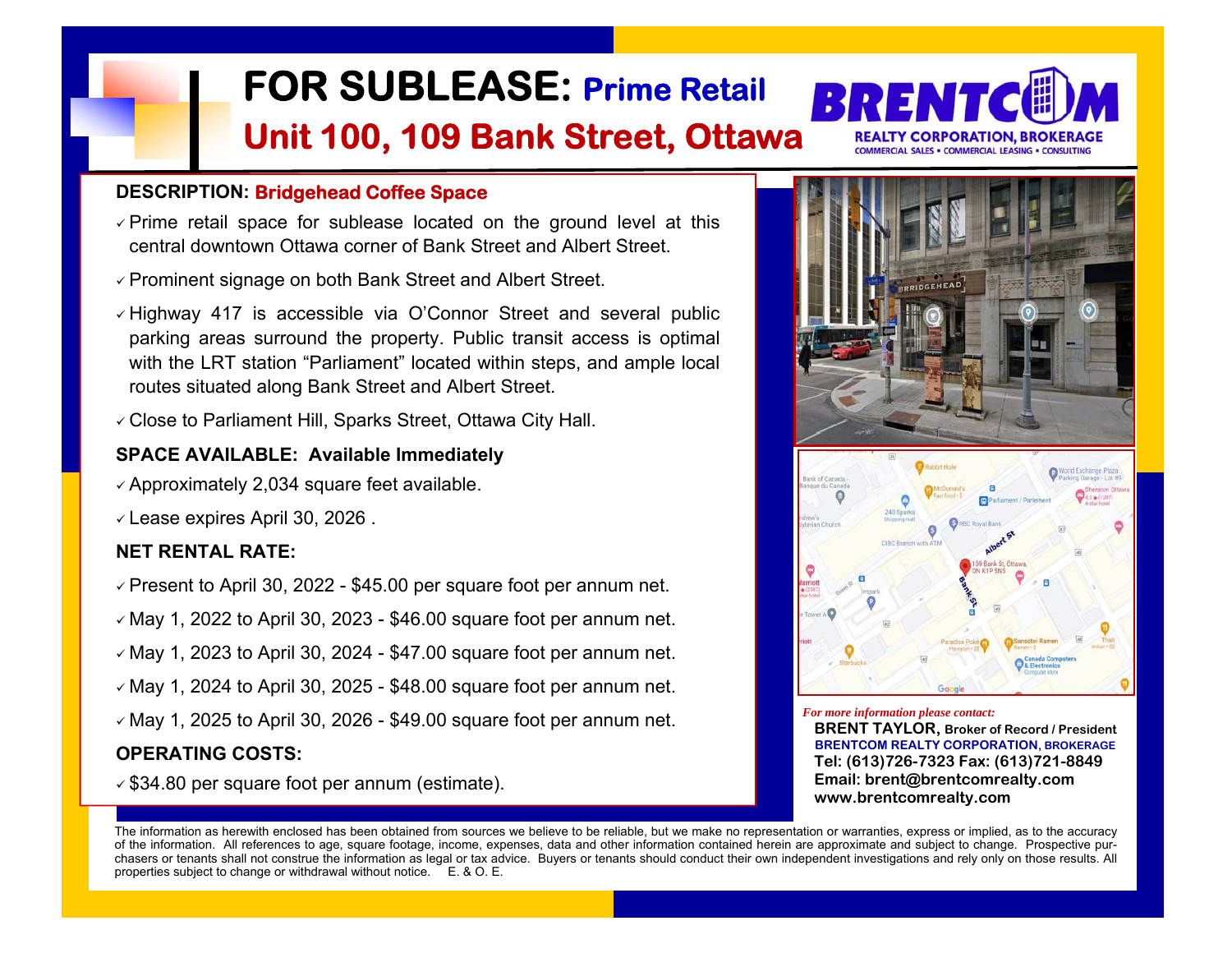# FOR SUBLEASE: Prime Retail

## Unit 100, 109 Bank Street, Ottawa

**BRENTCOM**
REALTY CORPORATION, BROKERAGE
COMMERCIAL SALES • COMMERCIAL LEASING • CONSULTING

**DESCRIPTION: Bridgehead Coffee Space**

- Prime retail space for sublease located on the ground level at this central downtown Ottawa corner of Bank Street and Albert Street.
- Prominent signage on both Bank Street and Albert Street.
- Highway 417 is accessible via O'Connor Street and several public parking areas surround the property. Public transit access is optimal with the LRT station "Parliament" located within steps, and ample local routes situated along Bank Street and Albert Street.
- Close to Parliament Hill, Sparks Street, Ottawa City Hall.

**SPACE AVAILABLE: Available Immediately**

- Approximately 2,034 square feet available.
- Lease expires April 30, 2026 .

**NET RENTAL RATE:**

- Present to April 30, 2022 - $45.00 per square foot per annum net.
- May 1, 2022 to April 30, 2023 - $46.00 square foot per annum net.
- May 1, 2023 to April 30, 2024 - $47.00 square foot per annum net.
- May 1, 2024 to April 30, 2025 - $48.00 square foot per annum net.
- May 1, 2025 to April 30, 2026 - $49.00 square foot per annum net.

**OPERATING COSTS:**

- $34.80 per square foot per annum (estimate).

*For more information please contact:*

**BRENT TAYLOR,** Broker of Record / President
**BRENTCOM REALTY CORPORATION, BROKERAGE**
**Tel: (613)726-7323 Fax: (613)721-8849**
**Email: brent@brentcomrealty.com**
**www.brentcomrealty.com**

The information as herewith enclosed has been obtained from sources we believe to be reliable, but we make no representation or warranties, express or implied, as to the accuracy of the information. All references to age, square footage, income, expenses, data and other information contained herein are approximate and subject to change. Prospective purchasers or tenants shall not construe the information as legal or tax advice. Buyers or tenants should conduct their own independent investigations and rely only on those results. All properties subject to change or withdrawal without notice. E. & O. E.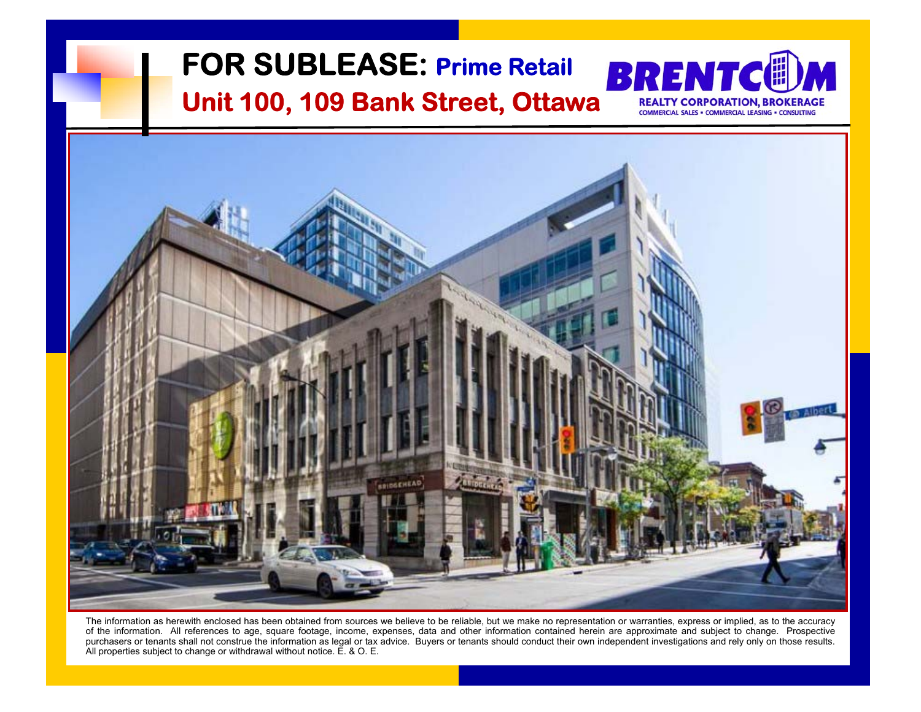# FOR SUBLEASE: Prime Retail

## Unit 100, 109 Bank Street, Ottawa

**BRENTCOM**
REALTY CORPORATION, BROKERAGE
COMMERCIAL SALES • COMMERCIAL LEASING • CONSULTING

The information as herewith enclosed has been obtained from sources we believe to be reliable, but we make no representation or warranties, express or implied, as to the accuracy of the information. All references to age, square footage, income, expenses, data and other information contained herein are approximate and subject to change. Prospective purchasers or tenants shall not construe the information as legal or tax advice. Buyers or tenants should conduct their own independent investigations and rely only on those results. All properties subject to change or withdrawal without notice. E. & O. E.